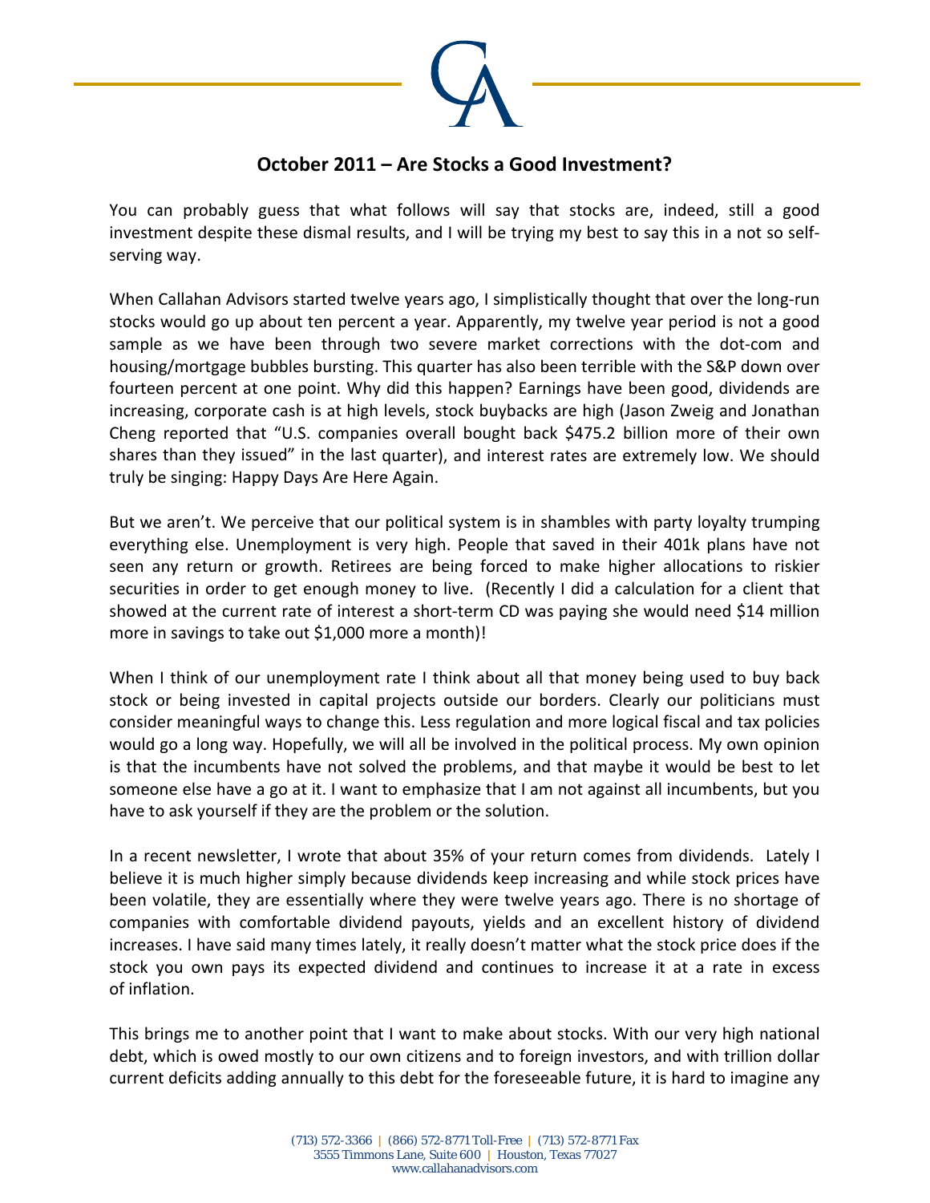# October 2011 – Are Stocks a Good Investment?

You can probably guess that what follows will say that stocks are, indeed, still a good investment despite these dismal results, and I will be trying my best to say this in a not so self-serving way.

When Callahan Advisors started twelve years ago, I simplistically thought that over the long-run stocks would go up about ten percent a year. Apparently, my twelve year period is not a good sample as we have been through two severe market corrections with the dot-com and housing/mortgage bubbles bursting. This quarter has also been terrible with the S&P down over fourteen percent at one point. Why did this happen? Earnings have been good, dividends are increasing, corporate cash is at high levels, stock buybacks are high (Jason Zweig and Jonathan Cheng reported that "U.S. companies overall bought back $475.2 billion more of their own shares than they issued" in the last quarter), and interest rates are extremely low. We should truly be singing: Happy Days Are Here Again.

But we aren't. We perceive that our political system is in shambles with party loyalty trumping everything else. Unemployment is very high. People that saved in their 401k plans have not seen any return or growth. Retirees are being forced to make higher allocations to riskier securities in order to get enough money to live. (Recently I did a calculation for a client that showed at the current rate of interest a short-term CD was paying she would need $14 million more in savings to take out $1,000 more a month)!

When I think of our unemployment rate I think about all that money being used to buy back stock or being invested in capital projects outside our borders. Clearly our politicians must consider meaningful ways to change this. Less regulation and more logical fiscal and tax policies would go a long way. Hopefully, we will all be involved in the political process. My own opinion is that the incumbents have not solved the problems, and that maybe it would be best to let someone else have a go at it. I want to emphasize that I am not against all incumbents, but you have to ask yourself if they are the problem or the solution.

In a recent newsletter, I wrote that about 35% of your return comes from dividends. Lately I believe it is much higher simply because dividends keep increasing and while stock prices have been volatile, they are essentially where they were twelve years ago. There is no shortage of companies with comfortable dividend payouts, yields and an excellent history of dividend increases. I have said many times lately, it really doesn't matter what the stock price does if the stock you own pays its expected dividend and continues to increase it at a rate in excess of inflation.

This brings me to another point that I want to make about stocks. With our very high national debt, which is owed mostly to our own citizens and to foreign investors, and with trillion dollar current deficits adding annually to this debt for the foreseeable future, it is hard to imagine any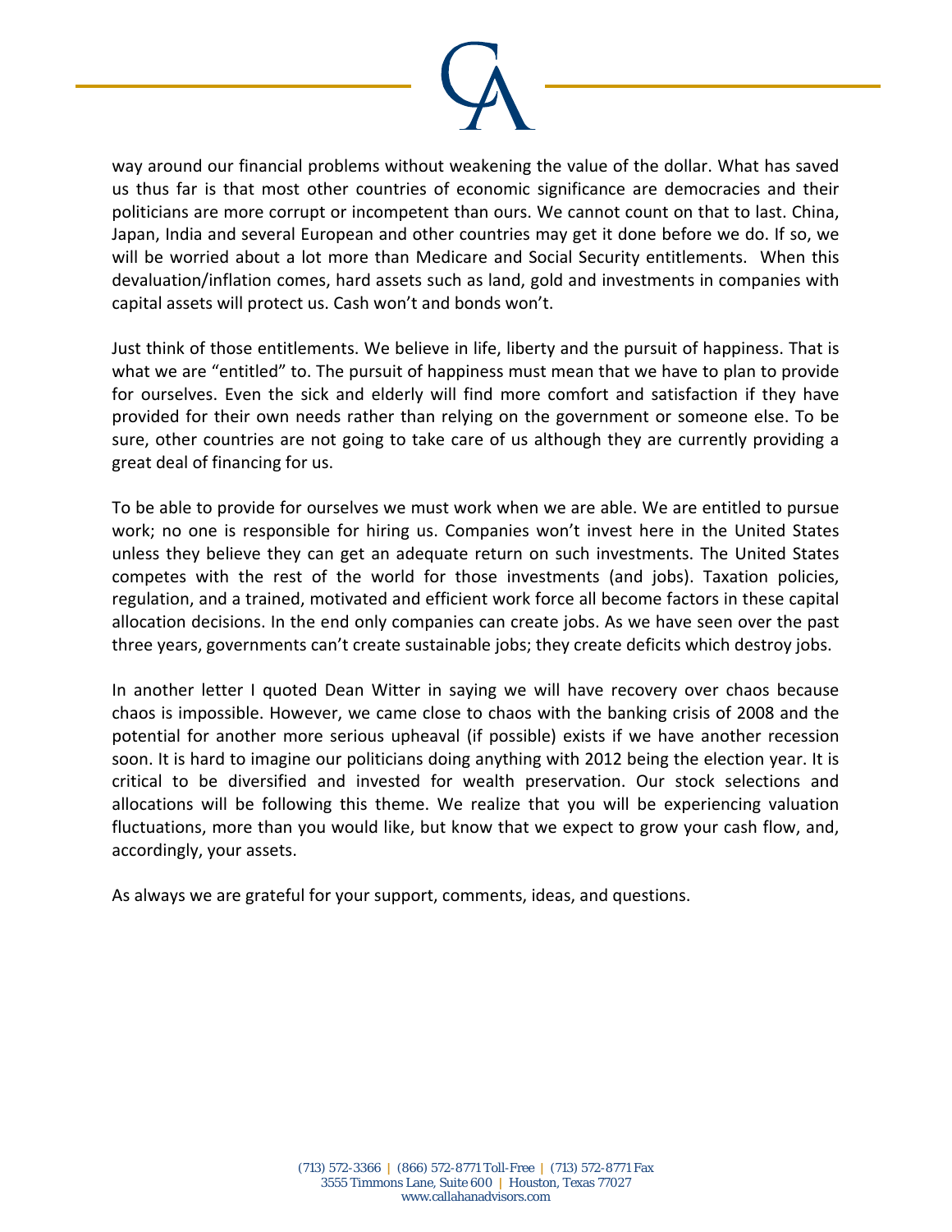way around our financial problems without weakening the value of the dollar. What has saved us thus far is that most other countries of economic significance are democracies and their politicians are more corrupt or incompetent than ours. We cannot count on that to last. China, Japan, India and several European and other countries may get it done before we do. If so, we will be worried about a lot more than Medicare and Social Security entitlements. When this devaluation/inflation comes, hard assets such as land, gold and investments in companies with capital assets will protect us. Cash won't and bonds won't.

Just think of those entitlements. We believe in life, liberty and the pursuit of happiness. That is what we are "entitled" to. The pursuit of happiness must mean that we have to plan to provide for ourselves. Even the sick and elderly will find more comfort and satisfaction if they have provided for their own needs rather than relying on the government or someone else. To be sure, other countries are not going to take care of us although they are currently providing a great deal of financing for us.

To be able to provide for ourselves we must work when we are able. We are entitled to pursue work; no one is responsible for hiring us. Companies won't invest here in the United States unless they believe they can get an adequate return on such investments. The United States competes with the rest of the world for those investments (and jobs). Taxation policies, regulation, and a trained, motivated and efficient work force all become factors in these capital allocation decisions. In the end only companies can create jobs. As we have seen over the past three years, governments can't create sustainable jobs; they create deficits which destroy jobs.

In another letter I quoted Dean Witter in saying we will have recovery over chaos because chaos is impossible. However, we came close to chaos with the banking crisis of 2008 and the potential for another more serious upheaval (if possible) exists if we have another recession soon. It is hard to imagine our politicians doing anything with 2012 being the election year. It is critical to be diversified and invested for wealth preservation. Our stock selections and allocations will be following this theme. We realize that you will be experiencing valuation fluctuations, more than you would like, but know that we expect to grow your cash flow, and, accordingly, your assets.

As always we are grateful for your support, comments, ideas, and questions.

(713) 572-3366 | (866) 572-8771 Toll-Free | (713) 572-8771 Fax
3555 Timmons Lane, Suite 600 | Houston, Texas 77027
www.callahanadvisors.com